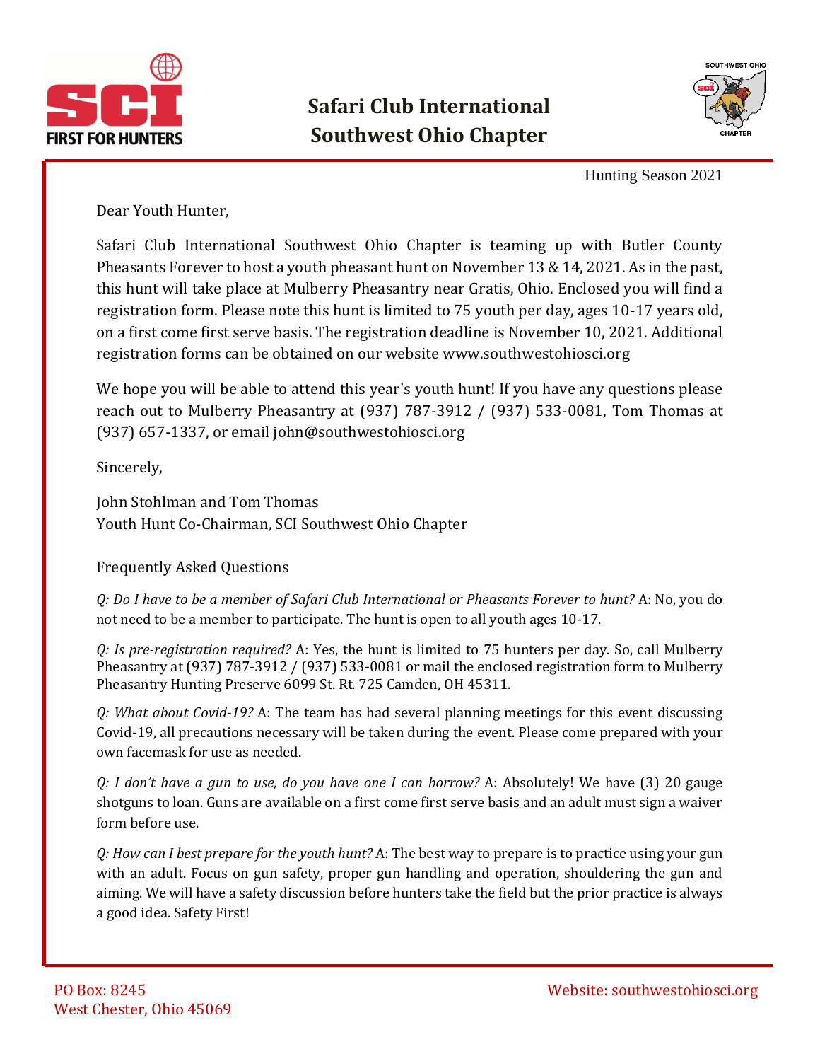# Safari Club International
# Southwest Ohio Chapter

Hunting Season 2021

Dear Youth Hunter,

Safari Club International Southwest Ohio Chapter is teaming up with Butler County Pheasants Forever to host a youth pheasant hunt on November 13 & 14, 2021. As in the past, this hunt will take place at Mulberry Pheasantry near Gratis, Ohio. Enclosed you will find a registration form. Please note this hunt is limited to 75 youth per day, ages 10-17 years old, on a first come first serve basis. The registration deadline is November 10, 2021. Additional registration forms can be obtained on our website www.southwestohiosci.org

We hope you will be able to attend this year's youth hunt! If you have any questions please reach out to Mulberry Pheasantry at (937) 787-3912 / (937) 533-0081, Tom Thomas at (937) 657-1337, or email john@southwestohiosci.org

Sincerely,

John Stohlman and Tom Thomas
Youth Hunt Co-Chairman, SCI Southwest Ohio Chapter

Frequently Asked Questions

*Q: Do I have to be a member of Safari Club International or Pheasants Forever to hunt?* A: No, you do not need to be a member to participate. The hunt is open to all youth ages 10-17.

*Q: Is pre-registration required?* A: Yes, the hunt is limited to 75 hunters per day. So, call Mulberry Pheasantry at (937) 787-3912 / (937) 533-0081 or mail the enclosed registration form to Mulberry Pheasantry Hunting Preserve 6099 St. Rt. 725 Camden, OH 45311.

*Q: What about Covid-19?* A: The team has had several planning meetings for this event discussing Covid-19, all precautions necessary will be taken during the event. Please come prepared with your own facemask for use as needed.

*Q: I don't have a gun to use, do you have one I can borrow?* A: Absolutely! We have (3) 20 gauge shotguns to loan. Guns are available on a first come first serve basis and an adult must sign a waiver form before use.

*Q: How can I best prepare for the youth hunt?* A: The best way to prepare is to practice using your gun with an adult. Focus on gun safety, proper gun handling and operation, shouldering the gun and aiming. We will have a safety discussion before hunters take the field but the prior practice is always a good idea. Safety First!

PO Box: 8245
West Chester, Ohio 45069

Website: southwestohiosci.org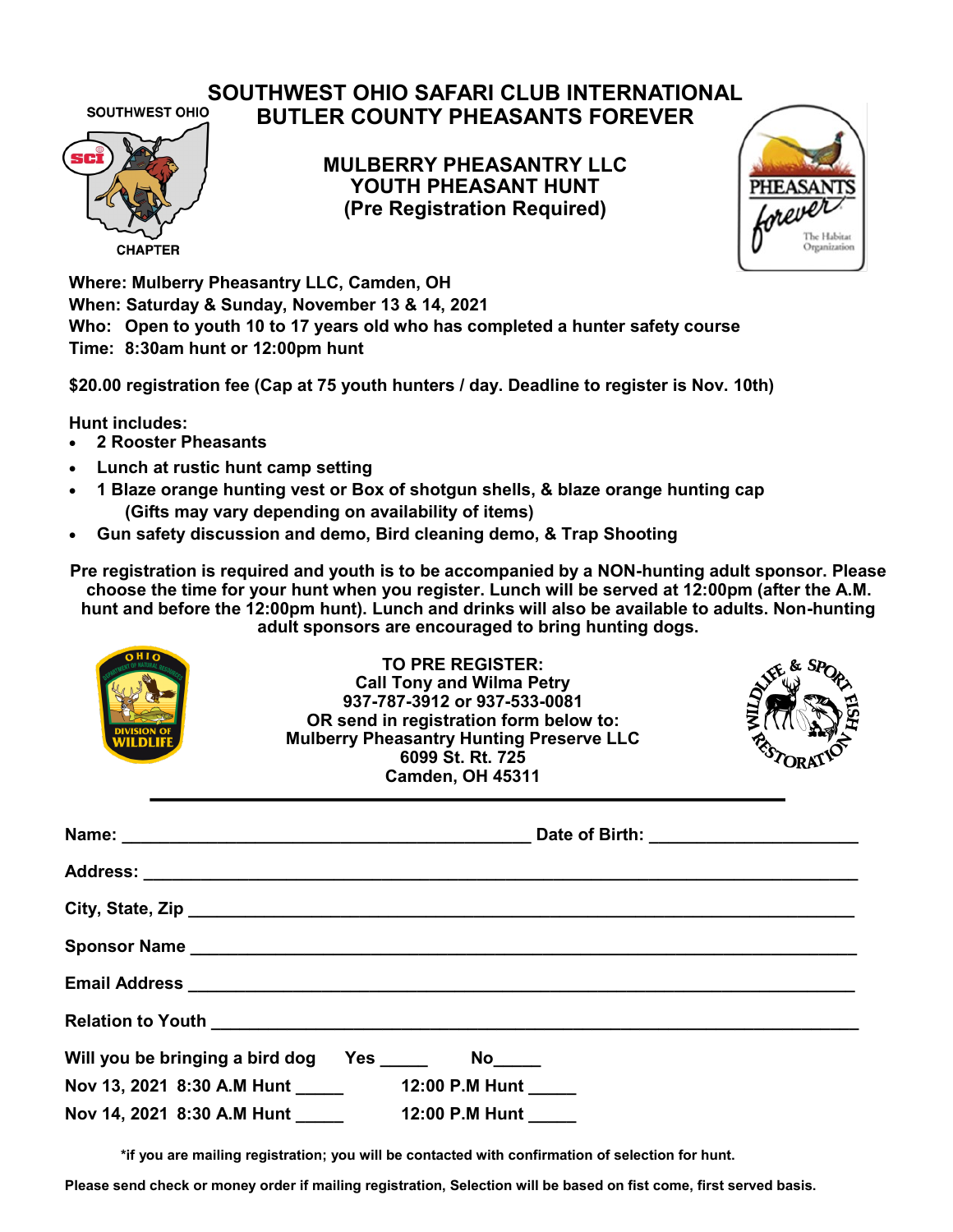# SOUTHWEST OHIO SAFARI CLUB INTERNATIONAL
# BUTLER COUNTY PHEASANTS FOREVER

SOUTHWEST OHIO

CHAPTER

## MULBERRY PHEASANTRY LLC
## YOUTH PHEASANT HUNT
## (Pre Registration Required)

**Where:** Mulberry Pheasantry LLC, Camden, OH
**When:** Saturday & Sunday, November 13 & 14, 2021
**Who:** Open to youth 10 to 17 years old who has completed a hunter safety course
**Time:** 8:30am hunt or 12:00pm hunt

**$20.00 registration fee (Cap at 75 youth hunters / day. Deadline to register is Nov. 10th)**

**Hunt includes:**

- 2 Rooster Pheasants
- Lunch at rustic hunt camp setting
- 1 Blaze orange hunting vest or Box of shotgun shells, & blaze orange hunting cap
  (Gifts may vary depending on availability of items)
- Gun safety discussion and demo, Bird cleaning demo, & Trap Shooting

**Pre registration is required and youth is to be accompanied by a NON-hunting adult sponsor. Please choose the time for your hunt when you register. Lunch will be served at 12:00pm (after the A.M. hunt and before the 12:00pm hunt). Lunch and drinks will also be available to adults. Non-hunting adult sponsors are encouraged to bring hunting dogs.**

**TO PRE REGISTER:**
**Call Tony and Wilma Petry**
**937-787-3912 or 937-533-0081**
**OR send in registration form below to:**
**Mulberry Pheasantry Hunting Preserve LLC**
**6099 St. Rt. 725**
**Camden, OH 45311**

---

Name: ____________________________________________ Date of Birth: ______________________

Address: ____________________________________________________________________________

City, State, Zip ______________________________________________________________________

Sponsor Name _______________________________________________________________________

Email Address _______________________________________________________________________

Relation to Youth ____________________________________________________________________

Will you be bringing a bird dog Yes _____ No_____

Nov 13, 2021 8:30 A.M Hunt _____ 12:00 P.M Hunt _____

Nov 14, 2021 8:30 A.M Hunt _____ 12:00 P.M Hunt _____

*if you are mailing registration; you will be contacted with confirmation of selection for hunt.

Please send check or money order if mailing registration, Selection will be based on fist come, first served basis.